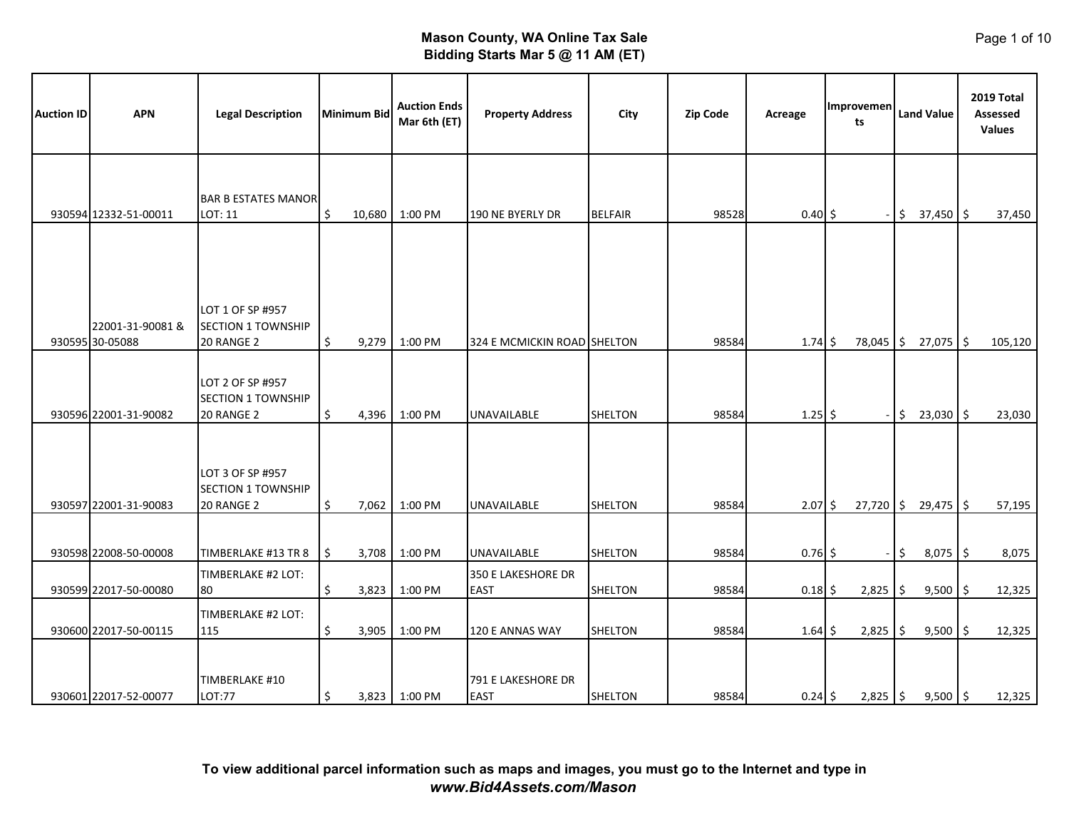# Mason County, WA Online Tax Sale

## Bidding Starts Mar 5 @ 11 AM (ET)

| Auction ID | APN | Legal Description | Minimum Bid | Auction Ends Mar 6th (ET) | Property Address | City | Zip Code | Acreage | Improvements | Land Value | 2019 Total Assessed Values |
|---|---|---|---|---|---|---|---|---|---|---|---|
| 930594 | 12332-51-00011 | BAR B ESTATES MANOR LOT: 11 | $ 10,680 | 1:00 PM | 190 NE BYERLY DR | BELFAIR | 98528 | 0.40 | $ - | $ 37,450 | $ 37,450 |
| 930595 | 22001-31-90081 & 30-05088 | LOT 1 OF SP #957 SECTION 1 TOWNSHIP 20 RANGE 2 | $ 9,279 | 1:00 PM | 324 E MCMICKIN ROAD | SHELTON | 98584 | 1.74 | $ 78,045 | $ 27,075 | $ 105,120 |
| 930596 | 22001-31-90082 | LOT 2 OF SP #957 SECTION 1 TOWNSHIP 20 RANGE 2 | $ 4,396 | 1:00 PM | UNAVAILABLE | SHELTON | 98584 | 1.25 | $ - | $ 23,030 | $ 23,030 |
| 930597 | 22001-31-90083 | LOT 3 OF SP #957 SECTION 1 TOWNSHIP 20 RANGE 2 | $ 7,062 | 1:00 PM | UNAVAILABLE | SHELTON | 98584 | 2.07 | $ 27,720 | $ 29,475 | $ 57,195 |
| 930598 | 22008-50-00008 | TIMBERLAKE #13 TR 8 | $ 3,708 | 1:00 PM | UNAVAILABLE | SHELTON | 98584 | 0.76 | $ - | $ 8,075 | $ 8,075 |
| 930599 | 22017-50-00080 | TIMBERLAKE #2 LOT: 80 | $ 3,823 | 1:00 PM | 350 E LAKESHORE DR EAST | SHELTON | 98584 | 0.18 | $ 2,825 | $ 9,500 | $ 12,325 |
| 930600 | 22017-50-00115 | TIMBERLAKE #2 LOT: 115 | $ 3,905 | 1:00 PM | 120 E ANNAS WAY | SHELTON | 98584 | 1.64 | $ 2,825 | $ 9,500 | $ 12,325 |
| 930601 | 22017-52-00077 | TIMBERLAKE #10 LOT:77 | $ 3,823 | 1:00 PM | 791 E LAKESHORE DR EAST | SHELTON | 98584 | 0.24 | $ 2,825 | $ 9,500 | $ 12,325 |

**To view additional parcel information such as maps and images, you must go to the Internet and type in *www.Bid4Assets.com/Mason***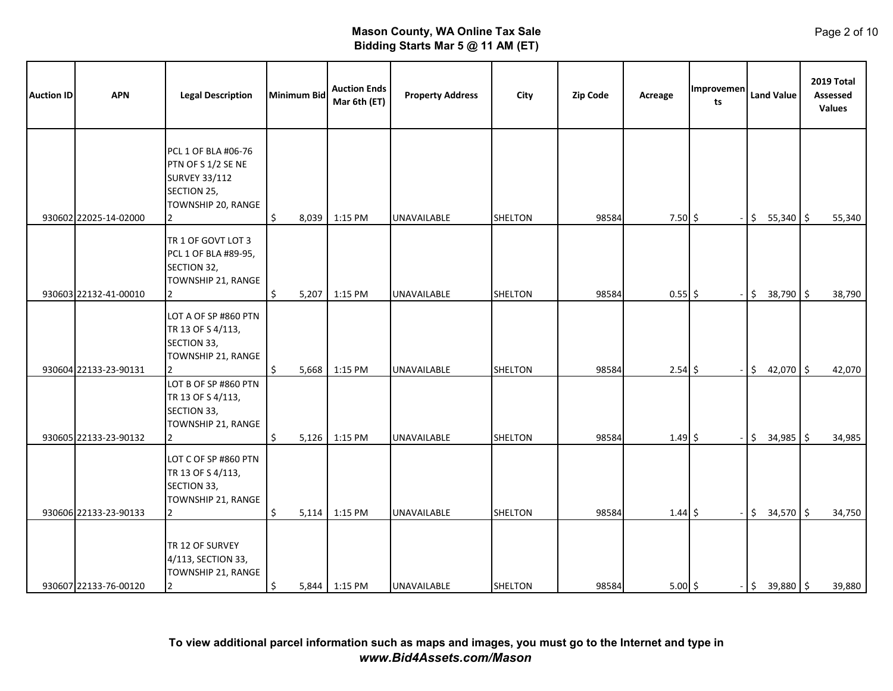# Mason County, WA Online Tax Sale
## Bidding Starts Mar 5 @ 11 AM (ET)

| Auction ID | APN | Legal Description | Minimum Bid | Auction Ends Mar 6th (ET) | Property Address | City | Zip Code | Acreage | Improvements | Land Value | 2019 Total Assessed Values |
|---|---|---|---|---|---|---|---|---|---|---|---|
| 930602 | 22025-14-02000 | PCL 1 OF BLA #06-76 PTN OF S 1/2 SE NE SURVEY 33/112 SECTION 25, TOWNSHIP 20, RANGE 2 | $ 8,039 | 1:15 PM | UNAVAILABLE | SHELTON | 98584 | 7.50 | $ - | $ 55,340 | $ 55,340 |
| 930603 | 22132-41-00010 | TR 1 OF GOVT LOT 3 PCL 1 OF BLA #89-95, SECTION 32, TOWNSHIP 21, RANGE 2 | $ 5,207 | 1:15 PM | UNAVAILABLE | SHELTON | 98584 | 0.55 | $ - | $ 38,790 | $ 38,790 |
| 930604 | 22133-23-90131 | LOT A OF SP #860 PTN TR 13 OF S 4/113, SECTION 33, TOWNSHIP 21, RANGE 2 | $ 5,668 | 1:15 PM | UNAVAILABLE | SHELTON | 98584 | 2.54 | $ - | $ 42,070 | $ 42,070 |
| 930605 | 22133-23-90132 | LOT B OF SP #860 PTN TR 13 OF S 4/113, SECTION 33, TOWNSHIP 21, RANGE 2 | $ 5,126 | 1:15 PM | UNAVAILABLE | SHELTON | 98584 | 1.49 | $ - | $ 34,985 | $ 34,985 |
| 930606 | 22133-23-90133 | LOT C OF SP #860 PTN TR 13 OF S 4/113, SECTION 33, TOWNSHIP 21, RANGE 2 | $ 5,114 | 1:15 PM | UNAVAILABLE | SHELTON | 98584 | 1.44 | $ - | $ 34,570 | $ 34,750 |
| 930607 | 22133-76-00120 | TR 12 OF SURVEY 4/113, SECTION 33, TOWNSHIP 21, RANGE 2 | $ 5,844 | 1:15 PM | UNAVAILABLE | SHELTON | 98584 | 5.00 | $ - | $ 39,880 | $ 39,880 |

**To view additional parcel information such as maps and images, you must go to the Internet and type in *www.Bid4Assets.com/Mason***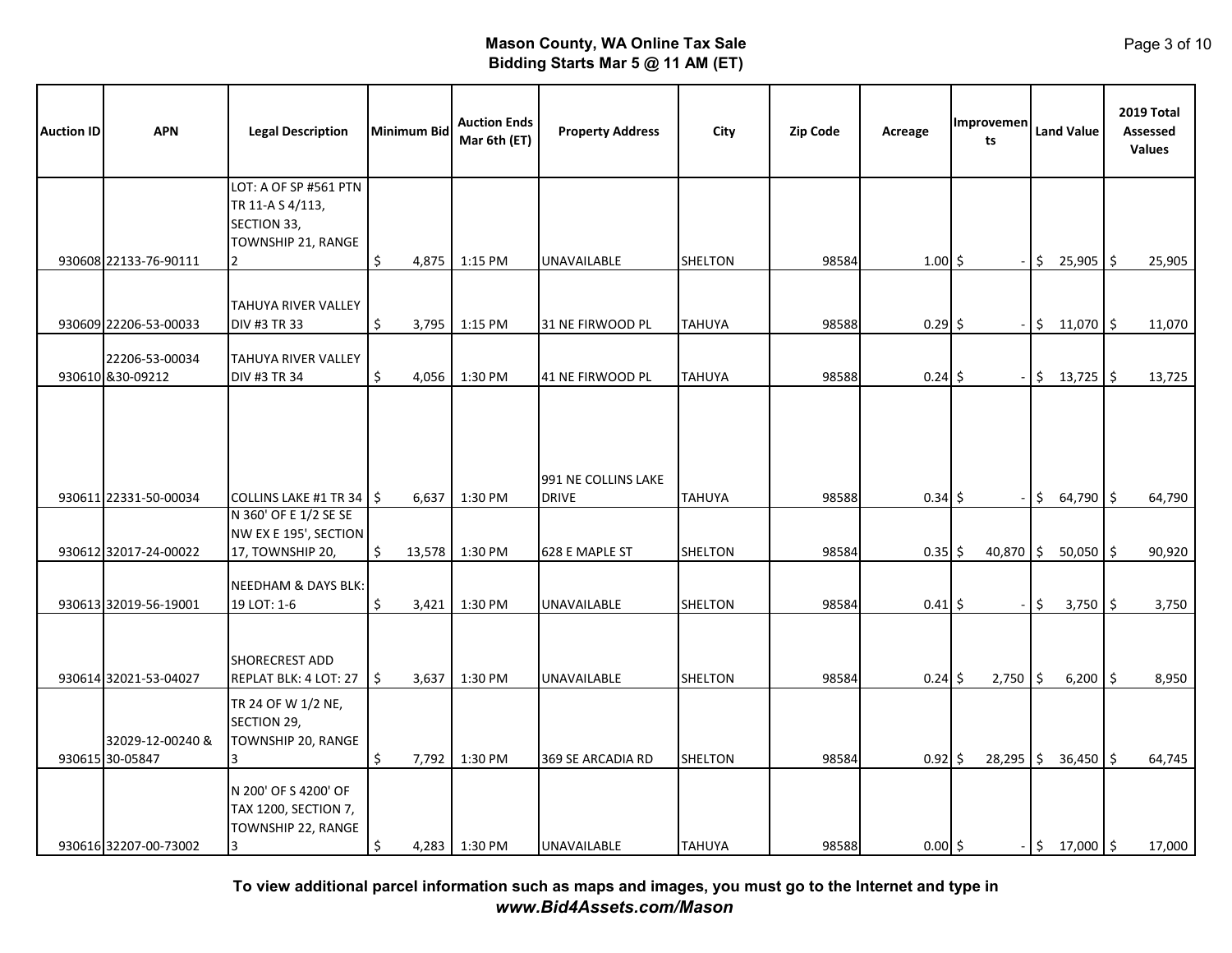# Mason County, WA Online Tax Sale
## Bidding Starts Mar 5 @ 11 AM (ET)

| Auction ID | APN | Legal Description | Minimum Bid | Auction Ends Mar 6th (ET) | Property Address | City | Zip Code | Acreage | Improvements | Land Value | 2019 Total Assessed Values |
|---|---|---|---|---|---|---|---|---|---|---|---|
| 930608 | 22133-76-90111 | LOT: A OF SP #561 PTN TR 11-A S 4/113, SECTION 33, TOWNSHIP 21, RANGE 2 | $ 4,875 | 1:15 PM | UNAVAILABLE | SHELTON | 98584 | 1.00 | $ - | $ 25,905 | $ 25,905 |
| 930609 | 22206-53-00033 | TAHUYA RIVER VALLEY DIV #3 TR 33 | $ 3,795 | 1:15 PM | 31 NE FIRWOOD PL | TAHUYA | 98588 | 0.29 | $ - | $ 11,070 | $ 11,070 |
| 930610 | 22206-53-00034 &30-09212 | TAHUYA RIVER VALLEY DIV #3 TR 34 | $ 4,056 | 1:30 PM | 41 NE FIRWOOD PL | TAHUYA | 98588 | 0.24 | $ - | $ 13,725 | $ 13,725 |
| 930611 | 22331-50-00034 | COLLINS LAKE #1 TR 34 | $ 6,637 | 1:30 PM | 991 NE COLLINS LAKE DRIVE | TAHUYA | 98588 | 0.34 | $ - | $ 64,790 | $ 64,790 |
| 930612 | 32017-24-00022 | N 360' OF E 1/2 SE SE NW EX E 195', SECTION 17, TOWNSHIP 20, | $ 13,578 | 1:30 PM | 628 E MAPLE ST | SHELTON | 98584 | 0.35 | $ 40,870 | $ 50,050 | $ 90,920 |
| 930613 | 32019-56-19001 | NEEDHAM & DAYS BLK: 19 LOT: 1-6 | $ 3,421 | 1:30 PM | UNAVAILABLE | SHELTON | 98584 | 0.41 | $ - | $ 3,750 | $ 3,750 |
| 930614 | 32021-53-04027 | SHORECREST ADD REPLAT BLK: 4 LOT: 27 | $ 3,637 | 1:30 PM | UNAVAILABLE | SHELTON | 98584 | 0.24 | $ 2,750 | $ 6,200 | $ 8,950 |
| 930615 | 32029-12-00240 & 30-05847 | TR 24 OF W 1/2 NE, SECTION 29, TOWNSHIP 20, RANGE 3 | $ 7,792 | 1:30 PM | 369 SE ARCADIA RD | SHELTON | 98584 | 0.92 | $ 28,295 | $ 36,450 | $ 64,745 |
| 930616 | 32207-00-73002 | N 200' OF S 4200' OF TAX 1200, SECTION 7, TOWNSHIP 22, RANGE 3 | $ 4,283 | 1:30 PM | UNAVAILABLE | TAHUYA | 98588 | 0.00 | $ - | $ 17,000 | $ 17,000 |

**To view additional parcel information such as maps and images, you must go to the Internet and type in *www.Bid4Assets.com/Mason***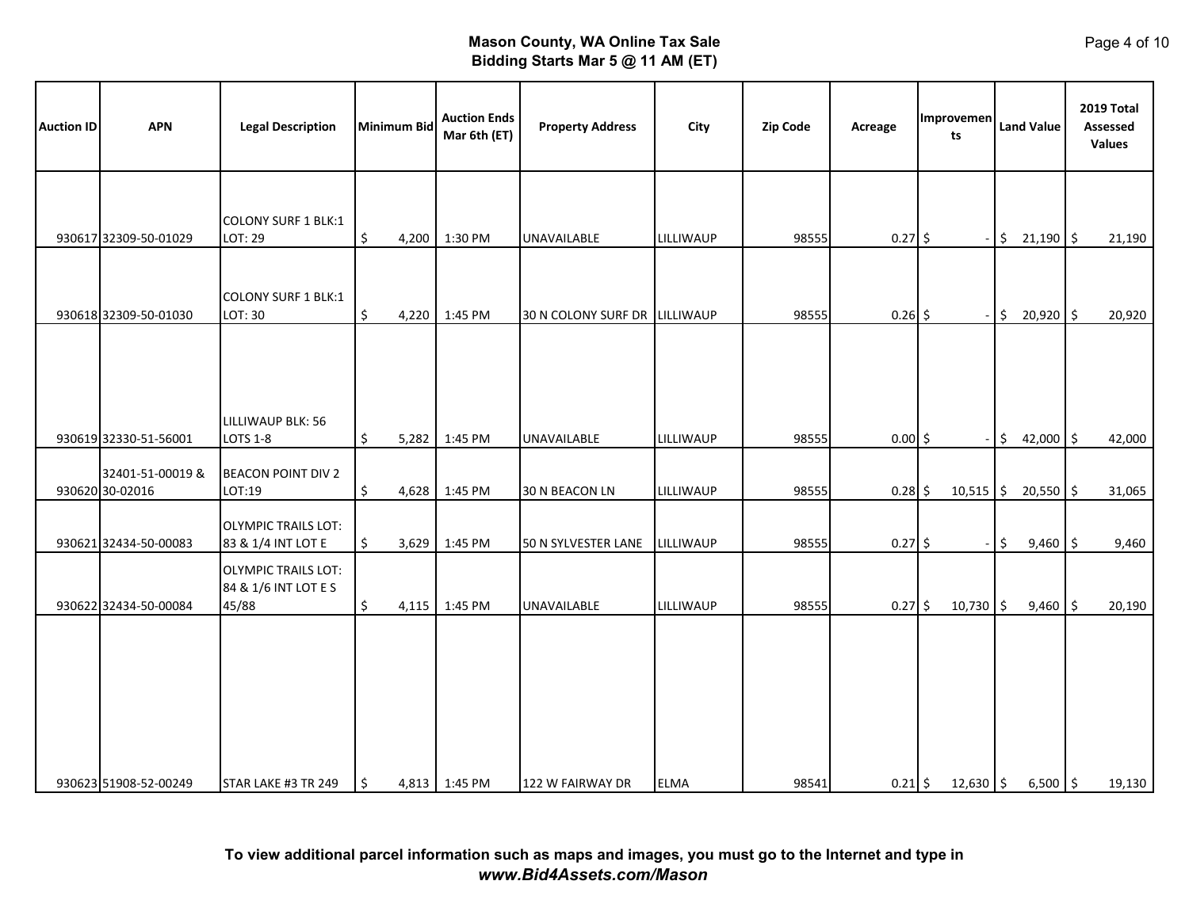**Mason County, WA Online Tax Sale**
**Bidding Starts Mar 5 @ 11 AM (ET)**

| Auction ID | APN | Legal Description | Minimum Bid | Auction Ends Mar 6th (ET) | Property Address | City | Zip Code | Acreage | Improvements | Land Value | 2019 Total Assessed Values |
|---|---|---|---|---|---|---|---|---|---|---|---|
| 930617 | 32309-50-01029 | COLONY SURF 1 BLK:1 LOT: 29 | $ 4,200 | 1:30 PM | UNAVAILABLE | LILLIWAUP | 98555 | 0.27 | $ - | $ 21,190 | $ 21,190 |
| 930618 | 32309-50-01030 | COLONY SURF 1 BLK:1 LOT: 30 | $ 4,220 | 1:45 PM | 30 N COLONY SURF DR | LILLIWAUP | 98555 | 0.26 | $ - | $ 20,920 | $ 20,920 |
| 930619 | 32330-51-56001 | LILLIWAUP BLK: 56 LOTS 1-8 | $ 5,282 | 1:45 PM | UNAVAILABLE | LILLIWAUP | 98555 | 0.00 | $ - | $ 42,000 | $ 42,000 |
| 930620 | 32401-51-00019 & 30-02016 | BEACON POINT DIV 2 LOT:19 | $ 4,628 | 1:45 PM | 30 N BEACON LN | LILLIWAUP | 98555 | 0.28 | $ 10,515 | $ 20,550 | $ 31,065 |
| 930621 | 32434-50-00083 | OLYMPIC TRAILS LOT: 83 & 1/4 INT LOT E | $ 3,629 | 1:45 PM | 50 N SYLVESTER LANE | LILLIWAUP | 98555 | 0.27 | $ - | $ 9,460 | $ 9,460 |
| 930622 | 32434-50-00084 | OLYMPIC TRAILS LOT: 84 & 1/6 INT LOT E S 45/88 | $ 4,115 | 1:45 PM | UNAVAILABLE | LILLIWAUP | 98555 | 0.27 | $ 10,730 | $ 9,460 | $ 20,190 |
| 930623 | 51908-52-00249 | STAR LAKE #3 TR 249 | $ 4,813 | 1:45 PM | 122 W FAIRWAY DR | ELMA | 98541 | 0.21 | $ 12,630 | $ 6,500 | $ 19,130 |

**To view additional parcel information such as maps and images, you must go to the Internet and type in *www.Bid4Assets.com/Mason***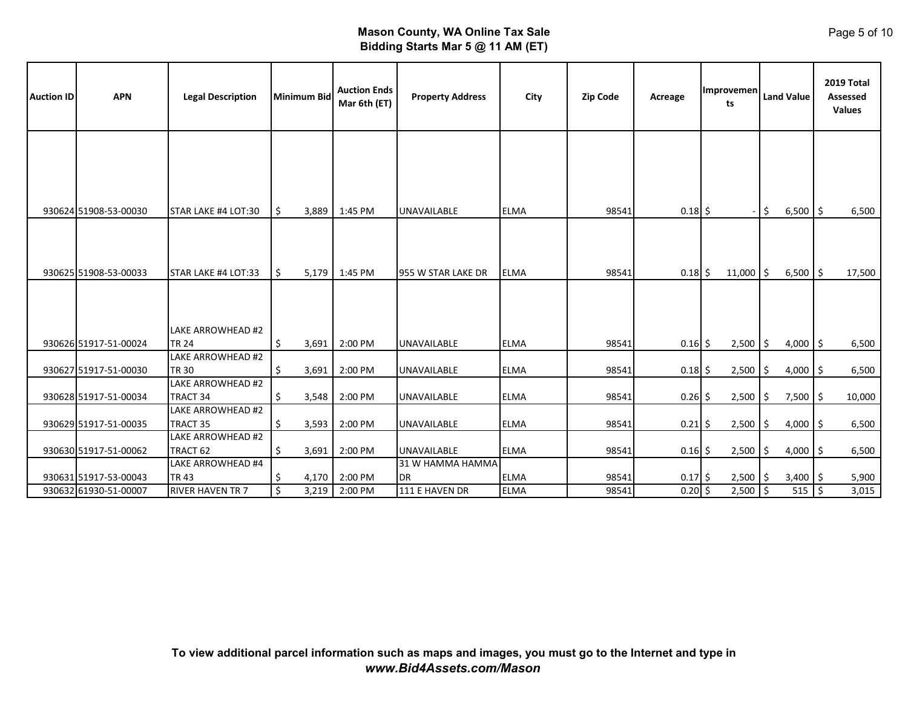**Mason County, WA Online Tax Sale**
**Bidding Starts Mar 5 @ 11 AM (ET)**

| Auction ID | APN | Legal Description | Minimum Bid | Auction Ends Mar 6th (ET) | Property Address | City | Zip Code | Acreage | Improvements | Land Value | 2019 Total Assessed Values |
|---|---|---|---|---|---|---|---|---|---|---|---|
| 930624 | 51908-53-00030 | STAR LAKE #4 LOT:30 | $ 3,889 | 1:45 PM | UNAVAILABLE | ELMA | 98541 | 0.18 | $ - | $ 6,500 | $ 6,500 |
| 930625 | 51908-53-00033 | STAR LAKE #4 LOT:33 | $ 5,179 | 1:45 PM | 955 W STAR LAKE DR | ELMA | 98541 | 0.18 | $ 11,000 | $ 6,500 | $ 17,500 |
| 930626 | 51917-51-00024 | LAKE ARROWHEAD #2 TR 24 | $ 3,691 | 2:00 PM | UNAVAILABLE | ELMA | 98541 | 0.16 | $ 2,500 | $ 4,000 | $ 6,500 |
| 930627 | 51917-51-00030 | LAKE ARROWHEAD #2 TR 30 | $ 3,691 | 2:00 PM | UNAVAILABLE | ELMA | 98541 | 0.18 | $ 2,500 | $ 4,000 | $ 6,500 |
| 930628 | 51917-51-00034 | LAKE ARROWHEAD #2 TRACT 34 | $ 3,548 | 2:00 PM | UNAVAILABLE | ELMA | 98541 | 0.26 | $ 2,500 | $ 7,500 | $ 10,000 |
| 930629 | 51917-51-00035 | LAKE ARROWHEAD #2 TRACT 35 | $ 3,593 | 2:00 PM | UNAVAILABLE | ELMA | 98541 | 0.21 | $ 2,500 | $ 4,000 | $ 6,500 |
| 930630 | 51917-51-00062 | LAKE ARROWHEAD #2 TRACT 62 | $ 3,691 | 2:00 PM | UNAVAILABLE | ELMA | 98541 | 0.16 | $ 2,500 | $ 4,000 | $ 6,500 |
| 930631 | 51917-53-00043 | LAKE ARROWHEAD #4 TR 43 | $ 4,170 | 2:00 PM | 31 W HAMMA HAMMA DR | ELMA | 98541 | 0.17 | $ 2,500 | $ 3,400 | $ 5,900 |
| 930632 | 61930-51-00007 | RIVER HAVEN TR 7 | $ 3,219 | 2:00 PM | 111 E HAVEN DR | ELMA | 98541 | 0.20 | $ 2,500 | $ 515 | $ 3,015 |

**To view additional parcel information such as maps and images, you must go to the Internet and type in *www.Bid4Assets.com/Mason***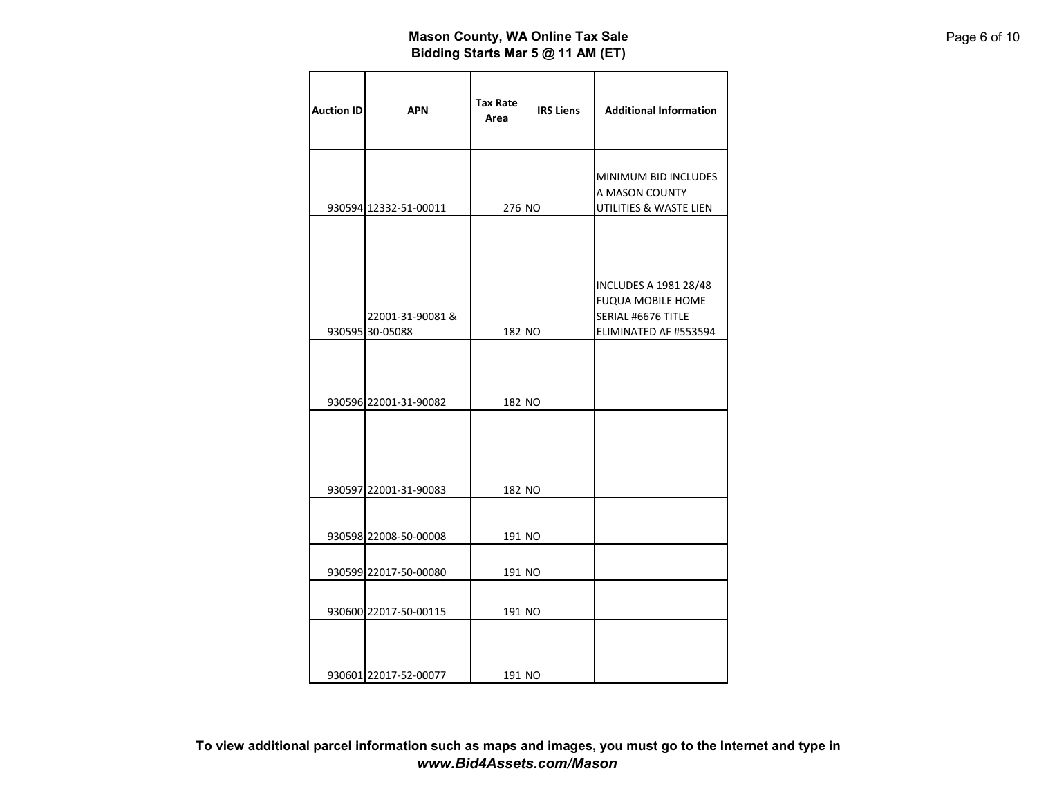**Mason County, WA Online Tax Sale**
**Bidding Starts Mar 5 @ 11 AM (ET)**

| Auction ID | APN | Tax Rate Area | IRS Liens | Additional Information |
|---|---|---|---|---|
| 930594 | 12332-51-00011 | 276 | NO | MINIMUM BID INCLUDES A MASON COUNTY UTILITIES & WASTE LIEN |
| 930595 | 22001-31-90081 & 30-05088 | 182 | NO | INCLUDES A 1981 28/48 FUQUA MOBILE HOME SERIAL #6676 TITLE ELIMINATED AF #553594 |
| 930596 | 22001-31-90082 | 182 | NO | |
| 930597 | 22001-31-90083 | 182 | NO | |
| 930598 | 22008-50-00008 | 191 | NO | |
| 930599 | 22017-50-00080 | 191 | NO | |
| 930600 | 22017-50-00115 | 191 | NO | |
| 930601 | 22017-52-00077 | 191 | NO | |

**To view additional parcel information such as maps and images, you must go to the Internet and type in *www.Bid4Assets.com/Mason***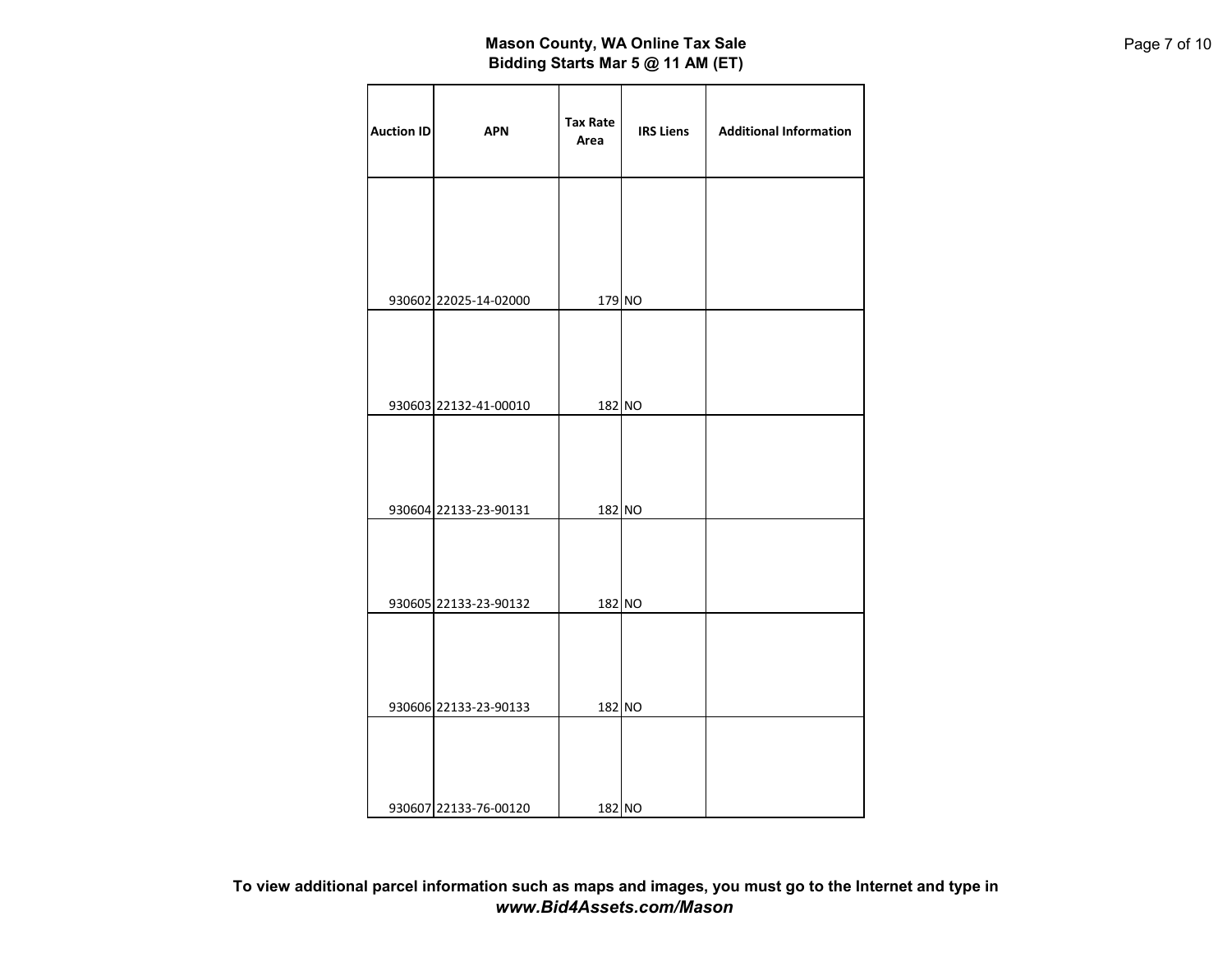**Mason County, WA Online Tax Sale**
**Bidding Starts Mar 5 @ 11 AM (ET)**

| Auction ID | APN | Tax Rate Area | IRS Liens | Additional Information |
|---|---|---|---|---|
| 930602 | 22025-14-02000 | 179 | NO | |
| 930603 | 22132-41-00010 | 182 | NO | |
| 930604 | 22133-23-90131 | 182 | NO | |
| 930605 | 22133-23-90132 | 182 | NO | |
| 930606 | 22133-23-90133 | 182 | NO | |
| 930607 | 22133-76-00120 | 182 | NO | |

**To view additional parcel information such as maps and images, you must go to the Internet and type in *www.Bid4Assets.com/Mason***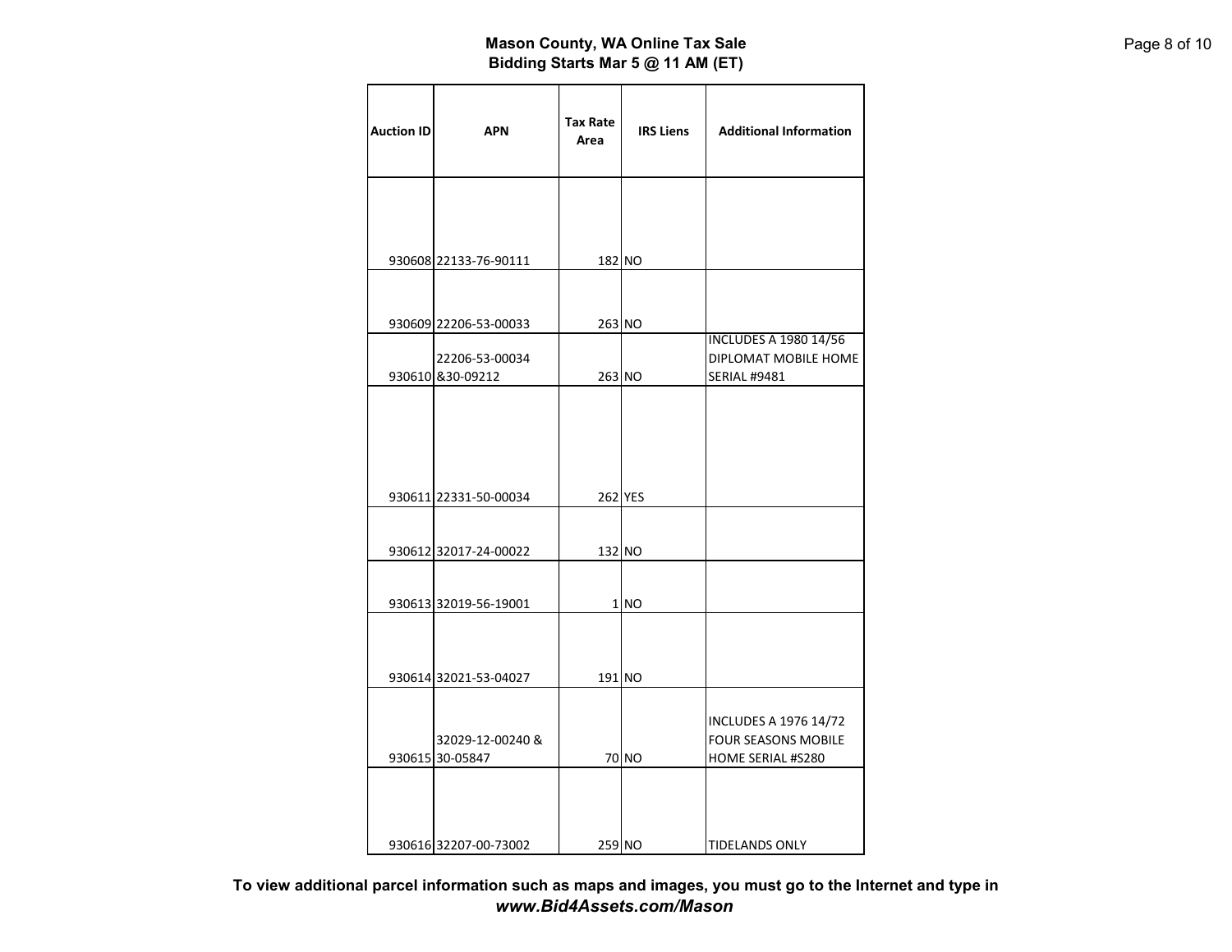**Mason County, WA Online Tax Sale**
**Bidding Starts Mar 5 @ 11 AM (ET)**

| Auction ID | APN | Tax Rate Area | IRS Liens | Additional Information |
|---|---|---|---|---|
| 930608 | 22133-76-90111 | 182 | NO | |
| 930609 | 22206-53-00033 | 263 | NO | |
| 930610 | 22206-53-00034 &30-09212 | 263 | NO | INCLUDES A 1980 14/56 DIPLOMAT MOBILE HOME SERIAL #9481 |
| 930611 | 22331-50-00034 | 262 | YES | |
| 930612 | 32017-24-00022 | 132 | NO | |
| 930613 | 32019-56-19001 | 1 | NO | |
| 930614 | 32021-53-04027 | 191 | NO | |
| 930615 | 32029-12-00240 & 30-05847 | 70 | NO | INCLUDES A 1976 14/72 FOUR SEASONS MOBILE HOME SERIAL #S280 |
| 930616 | 32207-00-73002 | 259 | NO | TIDELANDS ONLY |

**To view additional parcel information such as maps and images, you must go to the Internet and type in** ***www.Bid4Assets.com/Mason***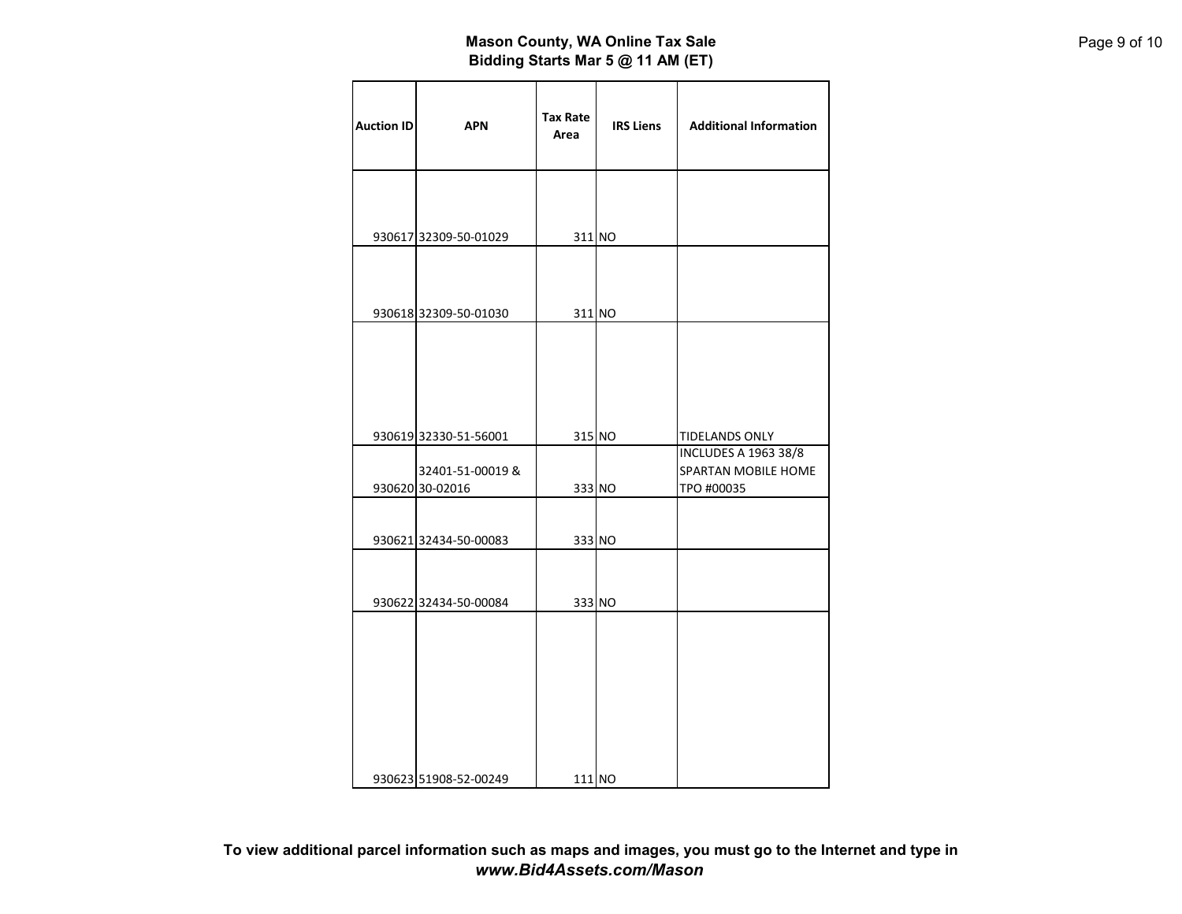# Mason County, WA Online Tax Sale
## Bidding Starts Mar 5 @ 11 AM (ET)

| Auction ID | APN | Tax Rate Area | IRS Liens | Additional Information |
|---|---|---|---|---|
| 930617 | 32309-50-01029 | 311 | NO | |
| 930618 | 32309-50-01030 | 311 | NO | |
| 930619 | 32330-51-56001 | 315 | NO | TIDELANDS ONLY |
| 930620 | 32401-51-00019 & 30-02016 | 333 | NO | INCLUDES A 1963 38/8 SPARTAN MOBILE HOME TPO #00035 |
| 930621 | 32434-50-00083 | 333 | NO | |
| 930622 | 32434-50-00084 | 333 | NO | |
| 930623 | 51908-52-00249 | 111 | NO | |

**To view additional parcel information such as maps and images, you must go to the Internet and type in *www.Bid4Assets.com/Mason***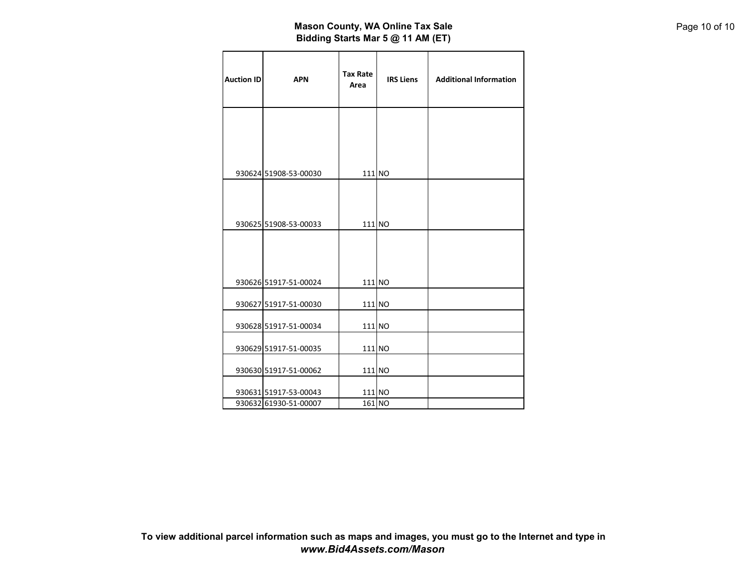**Mason County, WA Online Tax Sale**
**Bidding Starts Mar 5 @ 11 AM (ET)**

| Auction ID | APN | Tax Rate Area | IRS Liens | Additional Information |
|---|---|---|---|---|
| 930624 | 51908-53-00030 | 111 | NO | |
| 930625 | 51908-53-00033 | 111 | NO | |
| 930626 | 51917-51-00024 | 111 | NO | |
| 930627 | 51917-51-00030 | 111 | NO | |
| 930628 | 51917-51-00034 | 111 | NO | |
| 930629 | 51917-51-00035 | 111 | NO | |
| 930630 | 51917-51-00062 | 111 | NO | |
| 930631 | 51917-53-00043 | 111 | NO | |
| 930632 | 61930-51-00007 | 161 | NO | |

**To view additional parcel information such as maps and images, you must go to the Internet and type in** ***www.Bid4Assets.com/Mason***